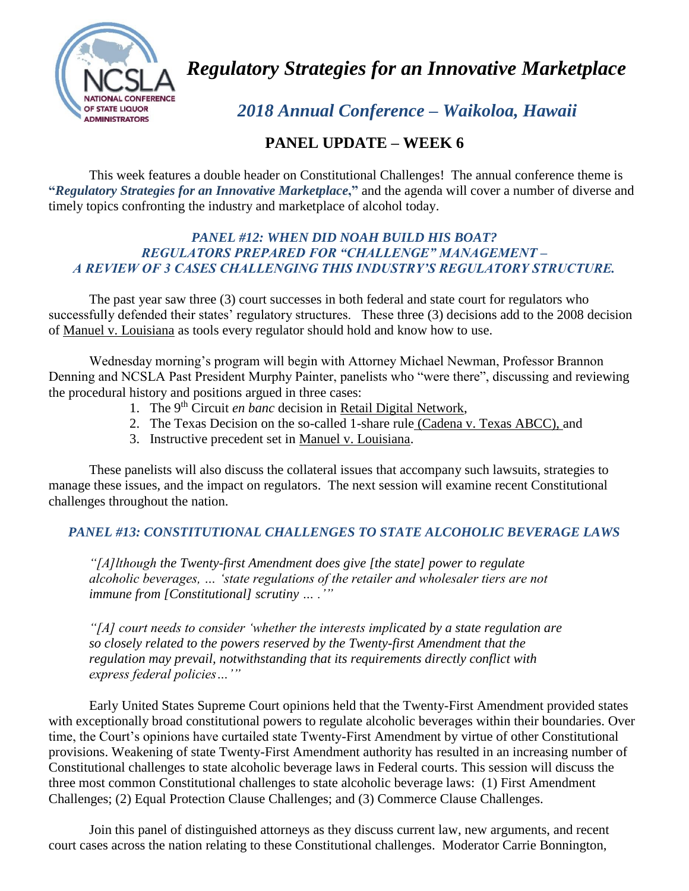# *Regulatory Strategies for an Innovative Marketplace*

## *2018 Annual Conference – Waikoloa, Hawaii*

## PANEL UPDATE – WEEK 6

This week features a double header on Constitutional Challenges! The annual conference theme is **"*Regulatory Strategies for an Innovative Marketplace*,"** and the agenda will cover a number of diverse and timely topics confronting the industry and marketplace of alcohol today.

### *PANEL #12: WHEN DID NOAH BUILD HIS BOAT? REGULATORS PREPARED FOR "CHALLENGE" MANAGEMENT – A REVIEW OF 3 CASES CHALLENGING THIS INDUSTRY'S REGULATORY STRUCTURE.*

The past year saw three (3) court successes in both federal and state court for regulators who successfully defended their states' regulatory structures. These three (3) decisions add to the 2008 decision of Manuel v. Louisiana as tools every regulator should hold and know how to use.

Wednesday morning's program will begin with Attorney Michael Newman, Professor Brannon Denning and NCSLA Past President Murphy Painter, panelists who "were there", discussing and reviewing the procedural history and positions argued in three cases:

1. The 9th Circuit *en banc* decision in Retail Digital Network,
2. The Texas Decision on the so-called 1-share rule (Cadena v. Texas ABCC), and
3. Instructive precedent set in Manuel v. Louisiana.

These panelists will also discuss the collateral issues that accompany such lawsuits, strategies to manage these issues, and the impact on regulators. The next session will examine recent Constitutional challenges throughout the nation.

### *PANEL #13: CONSTITUTIONAL CHALLENGES TO STATE ALCOHOLIC BEVERAGE LAWS*

*"[A]lthough the Twenty-first Amendment does give [the state] power to regulate alcoholic beverages, … 'state regulations of the retailer and wholesaler tiers are not immune from [Constitutional] scrutiny … .'"*

*"[A] court needs to consider 'whether the interests implicated by a state regulation are so closely related to the powers reserved by the Twenty-first Amendment that the regulation may prevail, notwithstanding that its requirements directly conflict with express federal policies…'"*

Early United States Supreme Court opinions held that the Twenty-First Amendment provided states with exceptionally broad constitutional powers to regulate alcoholic beverages within their boundaries. Over time, the Court's opinions have curtailed state Twenty-First Amendment by virtue of other Constitutional provisions. Weakening of state Twenty-First Amendment authority has resulted in an increasing number of Constitutional challenges to state alcoholic beverage laws in Federal courts. This session will discuss the three most common Constitutional challenges to state alcoholic beverage laws: (1) First Amendment Challenges; (2) Equal Protection Clause Challenges; and (3) Commerce Clause Challenges.

Join this panel of distinguished attorneys as they discuss current law, new arguments, and recent court cases across the nation relating to these Constitutional challenges. Moderator Carrie Bonnington,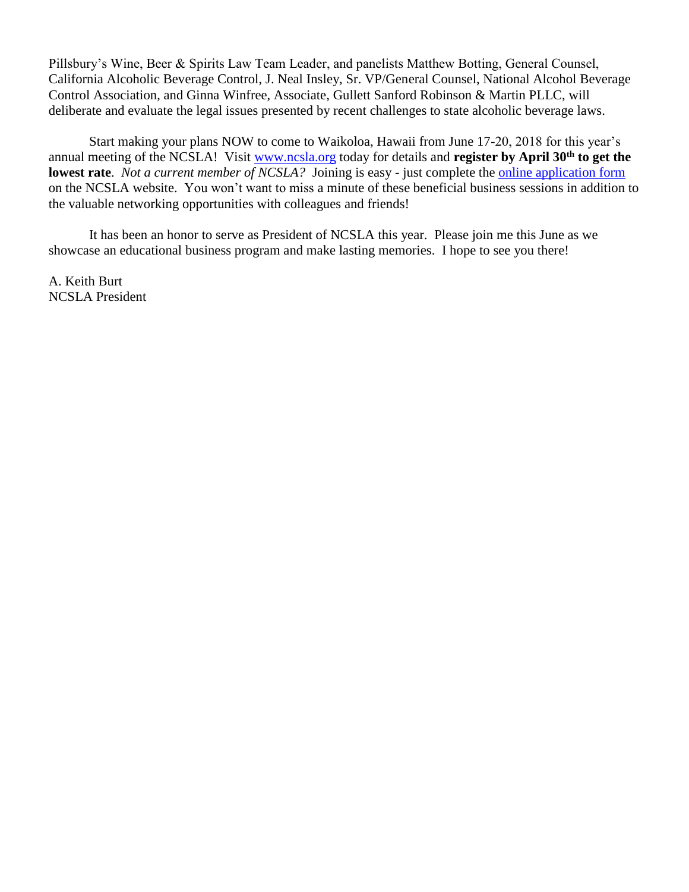Pillsbury's Wine, Beer & Spirits Law Team Leader, and panelists Matthew Botting, General Counsel, California Alcoholic Beverage Control, J. Neal Insley, Sr. VP/General Counsel, National Alcohol Beverage Control Association, and Ginna Winfree, Associate, Gullett Sanford Robinson & Martin PLLC, will deliberate and evaluate the legal issues presented by recent challenges to state alcoholic beverage laws.

Start making your plans NOW to come to Waikoloa, Hawaii from June 17-20, 2018 for this year's annual meeting of the NCSLA! Visit www.ncsla.org today for details and **register by April 30th to get the lowest rate**. *Not a current member of NCSLA?* Joining is easy - just complete the online application form on the NCSLA website. You won't want to miss a minute of these beneficial business sessions in addition to the valuable networking opportunities with colleagues and friends!

It has been an honor to serve as President of NCSLA this year. Please join me this June as we showcase an educational business program and make lasting memories. I hope to see you there!

A. Keith Burt
NCSLA President